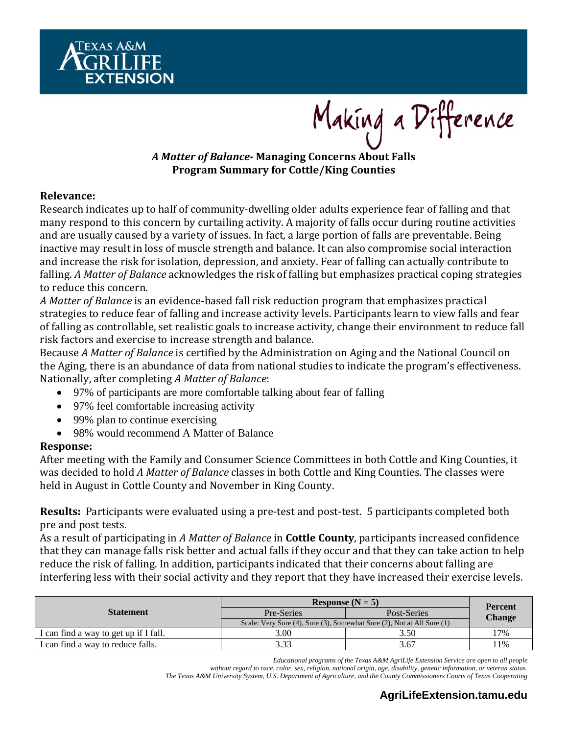TEXAS A&M AGRILIFE EXTENSION

Making a Difference

### *A Matter of Balance*- Managing Concerns About Falls
### Program Summary for Cottle/King Counties

**Relevance:**

Research indicates up to half of community-dwelling older adults experience fear of falling and that many respond to this concern by curtailing activity. A majority of falls occur during routine activities and are usually caused by a variety of issues. In fact, a large portion of falls are preventable. Being inactive may result in loss of muscle strength and balance. It can also compromise social interaction and increase the risk for isolation, depression, and anxiety. Fear of falling can actually contribute to falling. *A Matter of Balance* acknowledges the risk of falling but emphasizes practical coping strategies to reduce this concern.

*A Matter of Balance* is an evidence-based fall risk reduction program that emphasizes practical strategies to reduce fear of falling and increase activity levels. Participants learn to view falls and fear of falling as controllable, set realistic goals to increase activity, change their environment to reduce fall risk factors and exercise to increase strength and balance.

Because *A Matter of Balance* is certified by the Administration on Aging and the National Council on the Aging, there is an abundance of data from national studies to indicate the program's effectiveness. Nationally, after completing *A Matter of Balance*:

- 97% of participants are more comfortable talking about fear of falling
- 97% feel comfortable increasing activity
- 99% plan to continue exercising
- 98% would recommend A Matter of Balance

**Response:**

After meeting with the Family and Consumer Science Committees in both Cottle and King Counties, it was decided to hold *A Matter of Balance* classes in both Cottle and King Counties. The classes were held in August in Cottle County and November in King County.

**Results:** Participants were evaluated using a pre-test and post-test. 5 participants completed both pre and post tests.

As a result of participating in *A Matter of Balance* in **Cottle County**, participants increased confidence that they can manage falls risk better and actual falls if they occur and that they can take action to help reduce the risk of falling. In addition, participants indicated that their concerns about falling are interfering less with their social activity and they report that they have increased their exercise levels.

| Statement | Response (N = 5) | | Percent Change |
|---|---|---|---|
| | Pre-Series | Post-Series | |
| | Scale: Very Sure (4), Sure (3), Somewhat Sure (2), Not at All Sure (1) | | |
| I can find a way to get up if I fall. | 3.00 | 3.50 | 17% |
| I can find a way to reduce falls. | 3.33 | 3.67 | 11% |

*Educational programs of the Texas A&M AgriLife Extension Service are open to all people without regard to race, color, sex, religion, national origin, age, disability, genetic information, or veteran status. The Texas A&M University System, U.S. Department of Agriculture, and the County Commissioners Courts of Texas Cooperating*

**AgriLifeExtension.tamu.edu**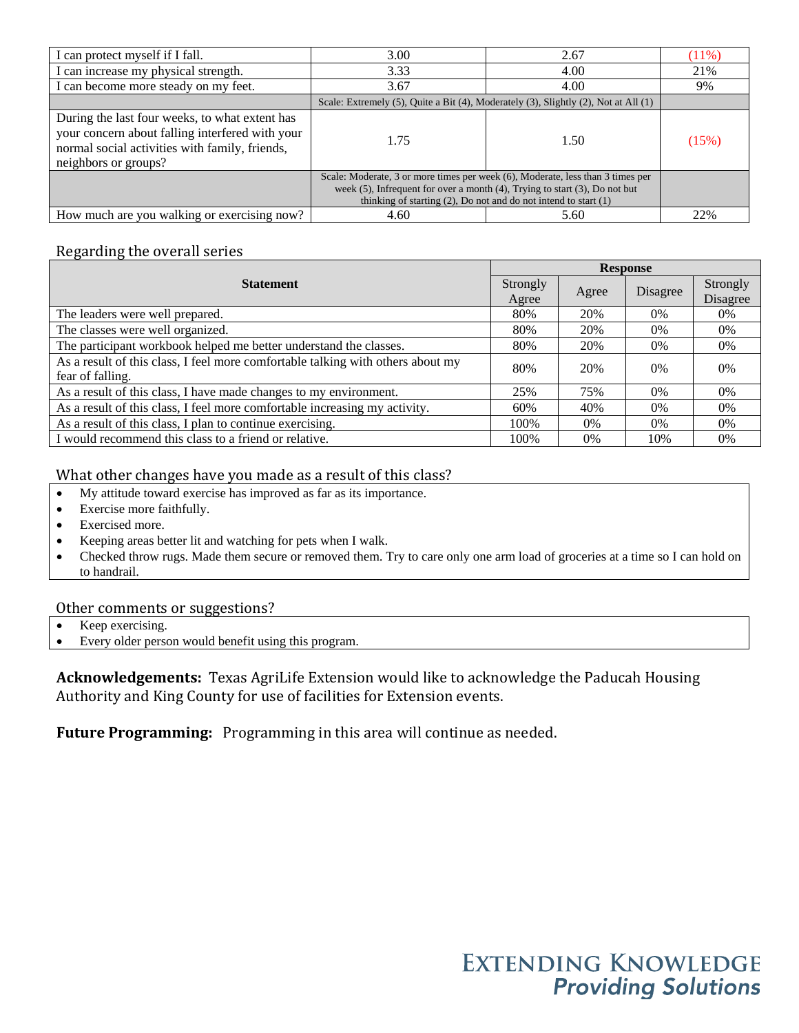| | | | |
|---|---|---|---|
| I can protect myself if I fall. | 3.00 | 2.67 | (11%) |
| I can increase my physical strength. | 3.33 | 4.00 | 21% |
| I can become more steady on my feet. | 3.67 | 4.00 | 9% |
| | Scale: Extremely (5), Quite a Bit (4), Moderately (3), Slightly (2), Not at All (1) | | |
| During the last four weeks, to what extent has your concern about falling interfered with your normal social activities with family, friends, neighbors or groups? | 1.75 | 1.50 | (15%) |
| | Scale: Moderate, 3 or more times per week (6), Moderate, less than 3 times per week (5), Infrequent for over a month (4), Trying to start (3), Do not but thinking of starting (2), Do not and do not intend to start (1) | | |
| How much are you walking or exercising now? | 4.60 | 5.60 | 22% |

## Regarding the overall series

| Statement | Response | | | |
|---|---|---|---|---|
| | Strongly Agree | Agree | Disagree | Strongly Disagree |
| The leaders were well prepared. | 80% | 20% | 0% | 0% |
| The classes were well organized. | 80% | 20% | 0% | 0% |
| The participant workbook helped me better understand the classes. | 80% | 20% | 0% | 0% |
| As a result of this class, I feel more comfortable talking with others about my fear of falling. | 80% | 20% | 0% | 0% |
| As a result of this class, I have made changes to my environment. | 25% | 75% | 0% | 0% |
| As a result of this class, I feel more comfortable increasing my activity. | 60% | 40% | 0% | 0% |
| As a result of this class, I plan to continue exercising. | 100% | 0% | 0% | 0% |
| I would recommend this class to a friend or relative. | 100% | 0% | 10% | 0% |

## What other changes have you made as a result of this class?

- My attitude toward exercise has improved as far as its importance.
- Exercise more faithfully.
- Exercised more.
- Keeping areas better lit and watching for pets when I walk.
- Checked throw rugs. Made them secure or removed them. Try to care only one arm load of groceries at a time so I can hold on to handrail.

## Other comments or suggestions?

- Keep exercising.
- Every older person would benefit using this program.

**Acknowledgements:** Texas AgriLife Extension would like to acknowledge the Paducah Housing Authority and King County for use of facilities for Extension events.

**Future Programming:** Programming in this area will continue as needed.

EXTENDING KNOWLEDGE
*Providing Solutions*